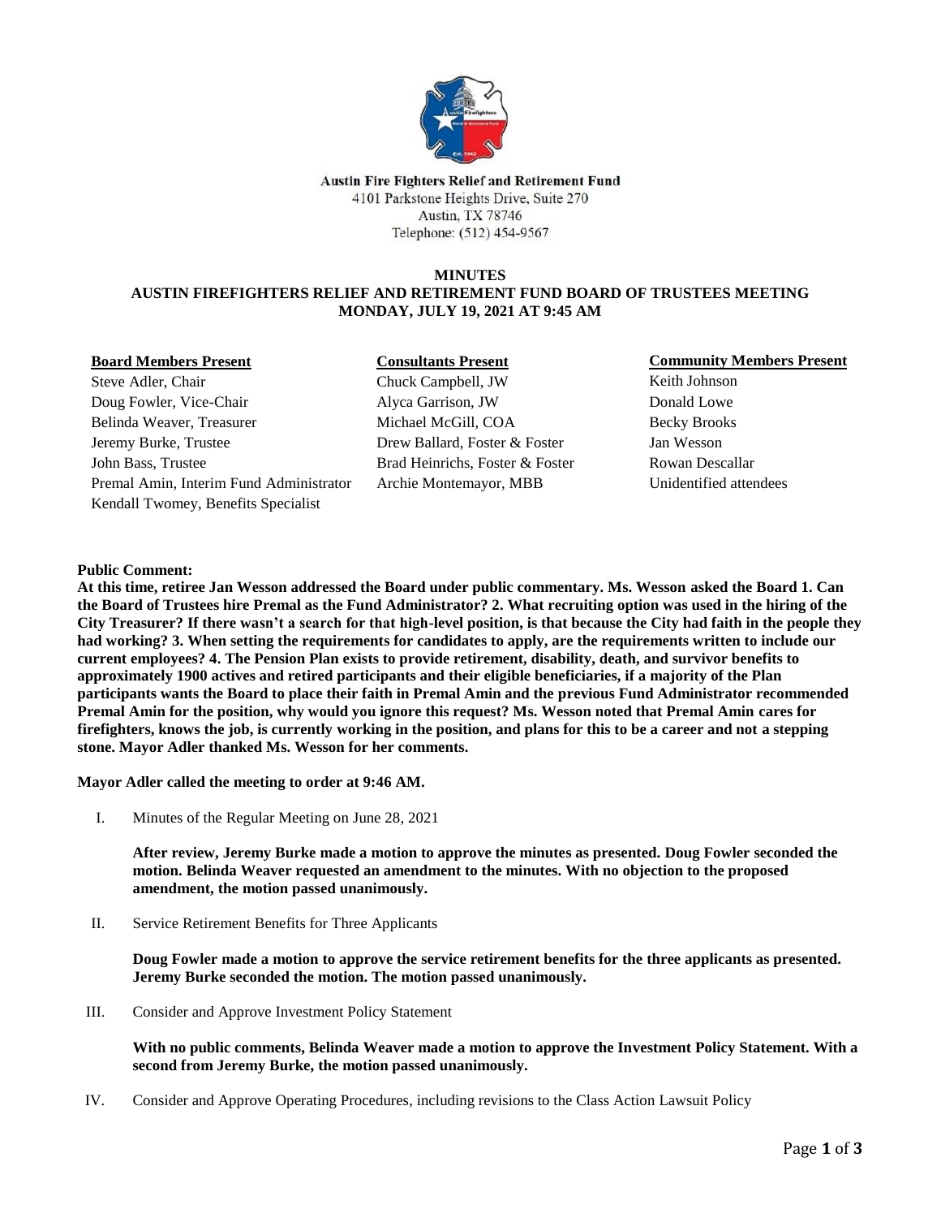**Austin Fire Fighters Relief and Retirement Fund**
4101 Parkstone Heights Drive, Suite 270
Austin, TX 78746
Telephone: (512) 454-9567

# MINUTES
## AUSTIN FIREFIGHTERS RELIEF AND RETIREMENT FUND BOARD OF TRUSTEES MEETING
## MONDAY, JULY 19, 2021 AT 9:45 AM

| Board Members Present | Consultants Present | Community Members Present |
|---|---|---|
| Steve Adler, Chair | Chuck Campbell, JW | Keith Johnson |
| Doug Fowler, Vice-Chair | Alyca Garrison, JW | Donald Lowe |
| Belinda Weaver, Treasurer | Michael McGill, COA | Becky Brooks |
| Jeremy Burke, Trustee | Drew Ballard, Foster & Foster | Jan Wesson |
| John Bass, Trustee | Brad Heinrichs, Foster & Foster | Rowan Descallar |
| Premal Amin, Interim Fund Administrator | Archie Montemayor, MBB | Unidentified attendees |
| Kendall Twomey, Benefits Specialist | | |

**Public Comment:**
**At this time, retiree Jan Wesson addressed the Board under public commentary. Ms. Wesson asked the Board 1. Can the Board of Trustees hire Premal as the Fund Administrator? 2. What recruiting option was used in the hiring of the City Treasurer? If there wasn't a search for that high-level position, is that because the City had faith in the people they had working? 3. When setting the requirements for candidates to apply, are the requirements written to include our current employees? 4. The Pension Plan exists to provide retirement, disability, death, and survivor benefits to approximately 1900 actives and retired participants and their eligible beneficiaries, if a majority of the Plan participants wants the Board to place their faith in Premal Amin and the previous Fund Administrator recommended Premal Amin for the position, why would you ignore this request? Ms. Wesson noted that Premal Amin cares for firefighters, knows the job, is currently working in the position, and plans for this to be a career and not a stepping stone. Mayor Adler thanked Ms. Wesson for her comments.**

**Mayor Adler called the meeting to order at 9:46 AM.**

I. Minutes of the Regular Meeting on June 28, 2021

**After review, Jeremy Burke made a motion to approve the minutes as presented. Doug Fowler seconded the motion. Belinda Weaver requested an amendment to the minutes. With no objection to the proposed amendment, the motion passed unanimously.**

II. Service Retirement Benefits for Three Applicants

**Doug Fowler made a motion to approve the service retirement benefits for the three applicants as presented. Jeremy Burke seconded the motion. The motion passed unanimously.**

III. Consider and Approve Investment Policy Statement

**With no public comments, Belinda Weaver made a motion to approve the Investment Policy Statement. With a second from Jeremy Burke, the motion passed unanimously.**

IV. Consider and Approve Operating Procedures, including revisions to the Class Action Lawsuit Policy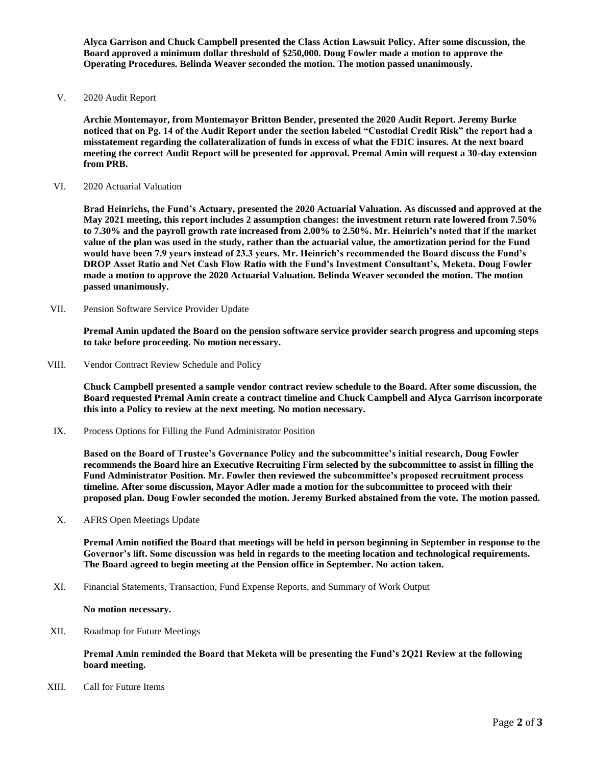**Alyca Garrison and Chuck Campbell presented the Class Action Lawsuit Policy. After some discussion, the Board approved a minimum dollar threshold of $250,000. Doug Fowler made a motion to approve the Operating Procedures. Belinda Weaver seconded the motion. The motion passed unanimously.**

V. 2020 Audit Report

**Archie Montemayor, from Montemayor Britton Bender, presented the 2020 Audit Report. Jeremy Burke noticed that on Pg. 14 of the Audit Report under the section labeled "Custodial Credit Risk" the report had a misstatement regarding the collateralization of funds in excess of what the FDIC insures. At the next board meeting the correct Audit Report will be presented for approval. Premal Amin will request a 30-day extension from PRB.**

VI. 2020 Actuarial Valuation

**Brad Heinrichs, the Fund's Actuary, presented the 2020 Actuarial Valuation. As discussed and approved at the May 2021 meeting, this report includes 2 assumption changes: the investment return rate lowered from 7.50% to 7.30% and the payroll growth rate increased from 2.00% to 2.50%. Mr. Heinrich's noted that if the market value of the plan was used in the study, rather than the actuarial value, the amortization period for the Fund would have been 7.9 years instead of 23.3 years. Mr. Heinrich's recommended the Board discuss the Fund's DROP Asset Ratio and Net Cash Flow Ratio with the Fund's Investment Consultant's, Meketa. Doug Fowler made a motion to approve the 2020 Actuarial Valuation. Belinda Weaver seconded the motion. The motion passed unanimously.**

VII. Pension Software Service Provider Update

**Premal Amin updated the Board on the pension software service provider search progress and upcoming steps to take before proceeding. No motion necessary.**

VIII. Vendor Contract Review Schedule and Policy

**Chuck Campbell presented a sample vendor contract review schedule to the Board. After some discussion, the Board requested Premal Amin create a contract timeline and Chuck Campbell and Alyca Garrison incorporate this into a Policy to review at the next meeting. No motion necessary.**

IX. Process Options for Filling the Fund Administrator Position

**Based on the Board of Trustee's Governance Policy and the subcommittee's initial research, Doug Fowler recommends the Board hire an Executive Recruiting Firm selected by the subcommittee to assist in filling the Fund Administrator Position. Mr. Fowler then reviewed the subcommittee's proposed recruitment process timeline. After some discussion, Mayor Adler made a motion for the subcommittee to proceed with their proposed plan. Doug Fowler seconded the motion. Jeremy Burked abstained from the vote. The motion passed.**

X. AFRS Open Meetings Update

**Premal Amin notified the Board that meetings will be held in person beginning in September in response to the Governor's lift. Some discussion was held in regards to the meeting location and technological requirements. The Board agreed to begin meeting at the Pension office in September. No action taken.**

XI. Financial Statements, Transaction, Fund Expense Reports, and Summary of Work Output

**No motion necessary.**

XII. Roadmap for Future Meetings

**Premal Amin reminded the Board that Meketa will be presenting the Fund's 2Q21 Review at the following board meeting.**

XIII. Call for Future Items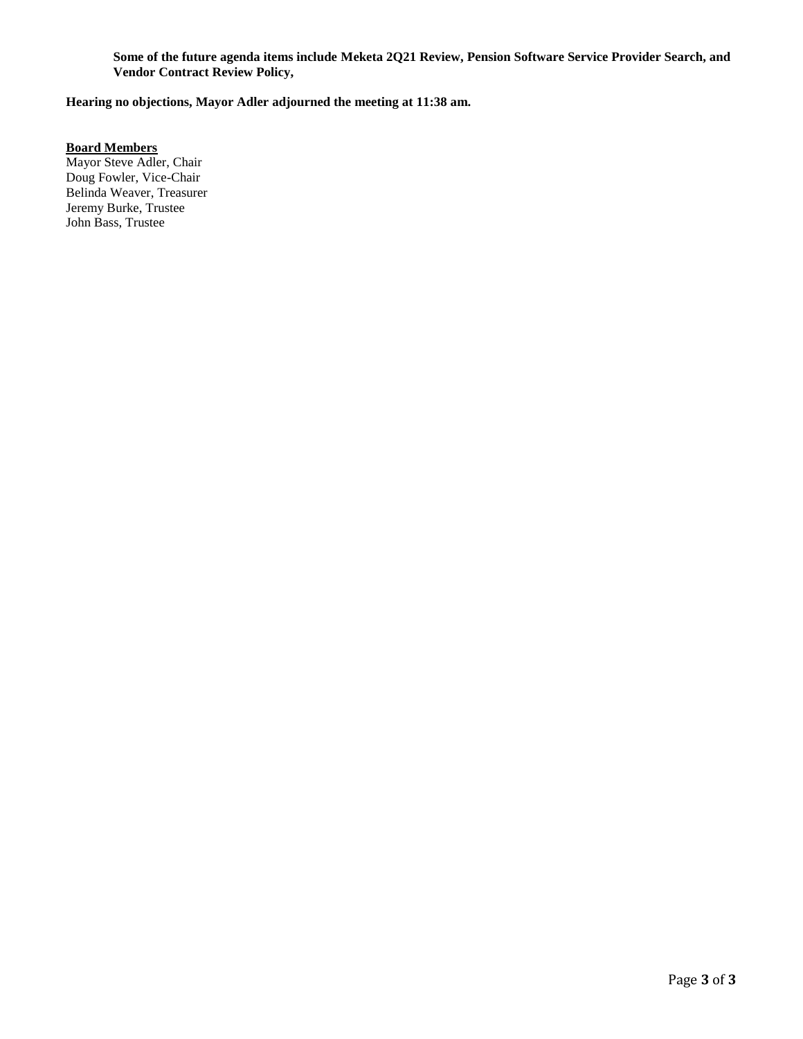**Some of the future agenda items include Meketa 2Q21 Review, Pension Software Service Provider Search, and Vendor Contract Review Policy,**

**Hearing no objections, Mayor Adler adjourned the meeting at 11:38 am.**

**Board Members**

Mayor Steve Adler, Chair
Doug Fowler, Vice-Chair
Belinda Weaver, Treasurer
Jeremy Burke, Trustee
John Bass, Trustee